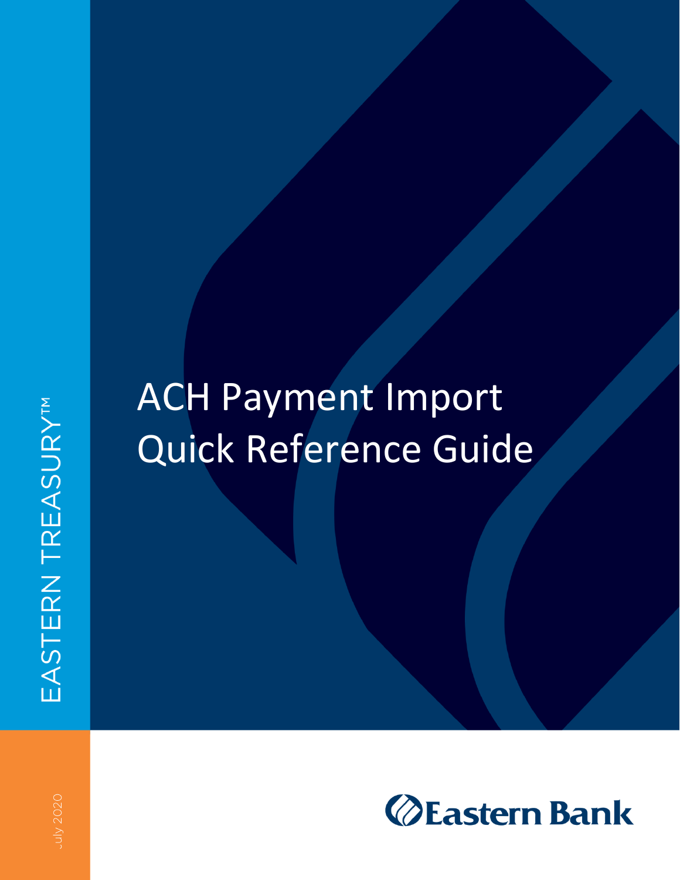EASTERN TREASURY™

# ACH Payment Import Quick Reference Guide

July 2020

Eastern Bank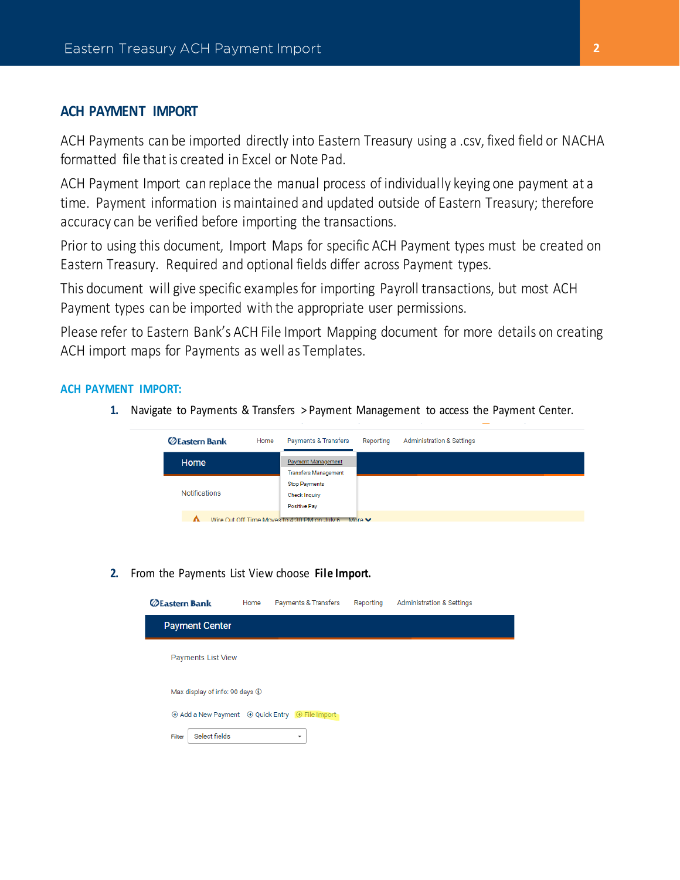## ACH PAYMENT IMPORT

ACH Payments can be imported directly into Eastern Treasury using a .csv, fixed field or NACHA formatted file that is created in Excel or Note Pad.

ACH Payment Import can replace the manual process of individually keying one payment at a time. Payment information is maintained and updated outside of Eastern Treasury; therefore accuracy can be verified before importing the transactions.

Prior to using this document, Import Maps for specific ACH Payment types must be created on Eastern Treasury. Required and optional fields differ across Payment types.

This document will give specific examples for importing Payroll transactions, but most ACH Payment types can be imported with the appropriate user permissions.

Please refer to Eastern Bank's ACH File Import Mapping document for more details on creating ACH import maps for Payments as well as Templates.

### ACH PAYMENT IMPORT:

1. Navigate to Payments & Transfers > Payment Management to access the Payment Center.

2. From the Payments List View choose **File Import.**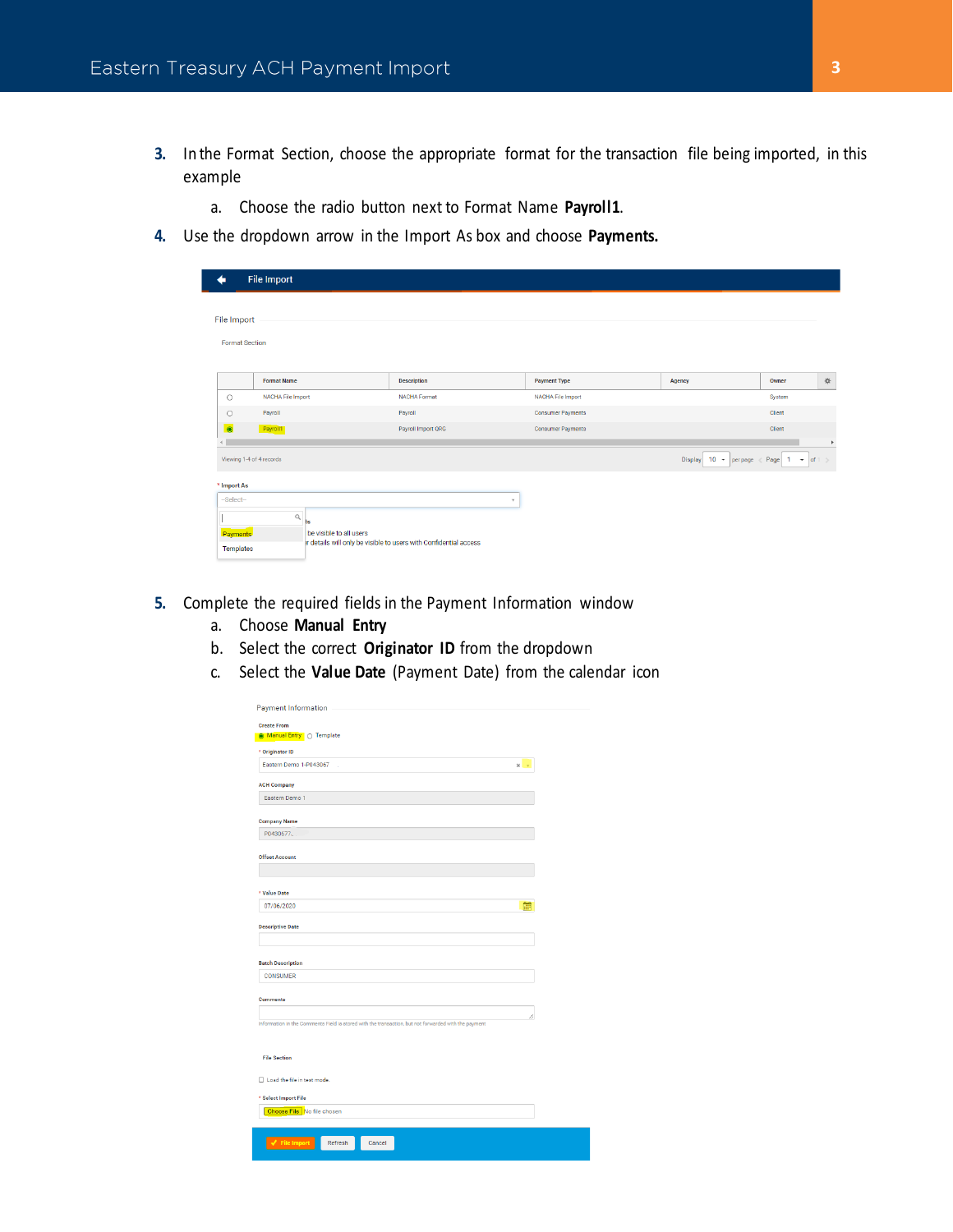3. In the Format Section, choose the appropriate format for the transaction file being imported, in this example
   a. Choose the radio button next to Format Name **Payroll1**.
4. Use the dropdown arrow in the Import As box and choose **Payments.**

5. Complete the required fields in the Payment Information window
   a. Choose **Manual Entry**
   b. Select the correct **Originator ID** from the dropdown
   c. Select the **Value Date** (Payment Date) from the calendar icon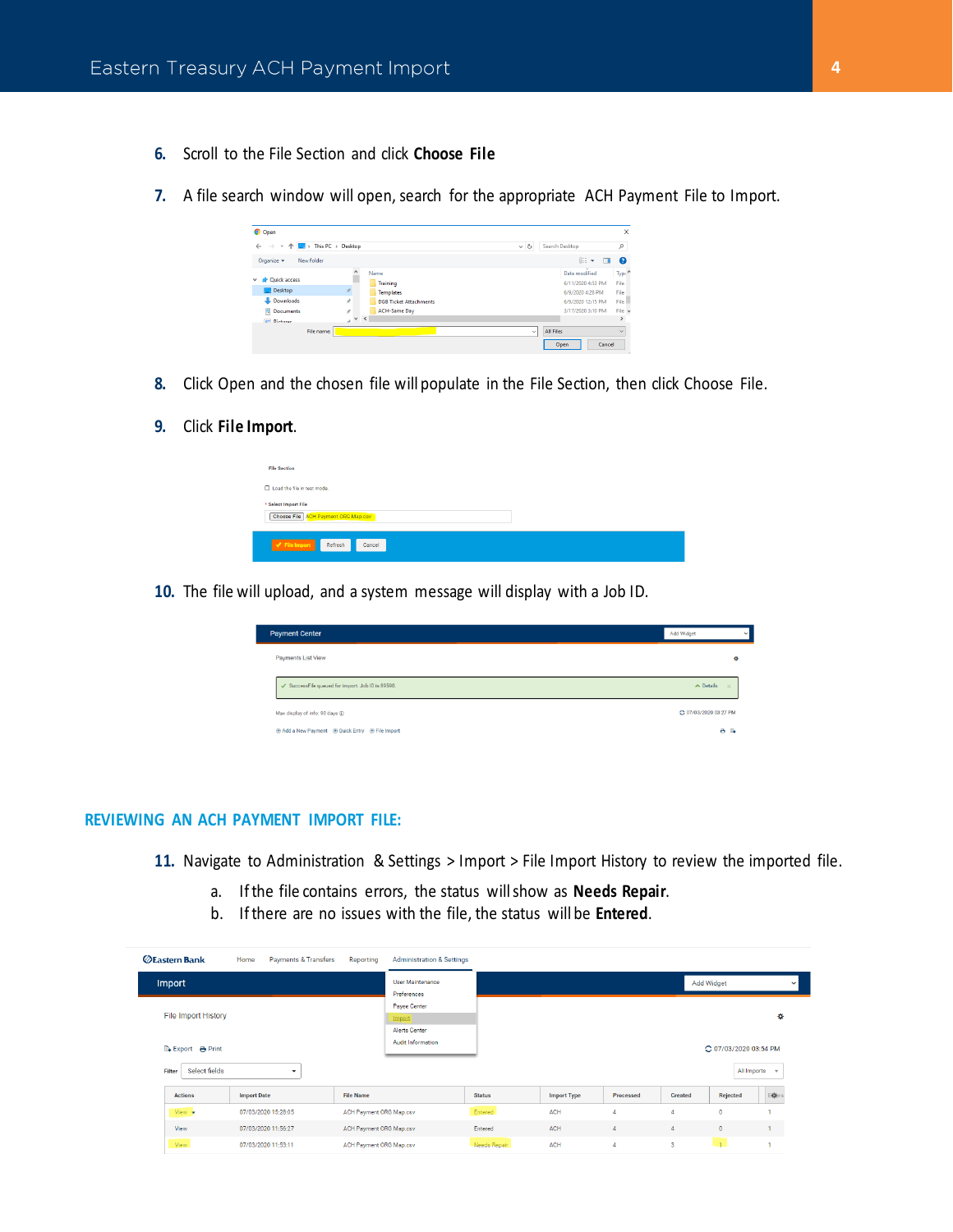6. Scroll to the File Section and click **Choose File**

7. A file search window will open, search for the appropriate ACH Payment File to Import.

8. Click Open and the chosen file will populate in the File Section, then click Choose File.

9. Click **File Import**.

10. The file will upload, and a system message will display with a Job ID.

## REVIEWING AN ACH PAYMENT IMPORT FILE:

11. Navigate to Administration & Settings > Import > File Import History to review the imported file.

    a. If the file contains errors, the status will show as **Needs Repair**.

    b. If there are no issues with the file, the status will be **Entered**.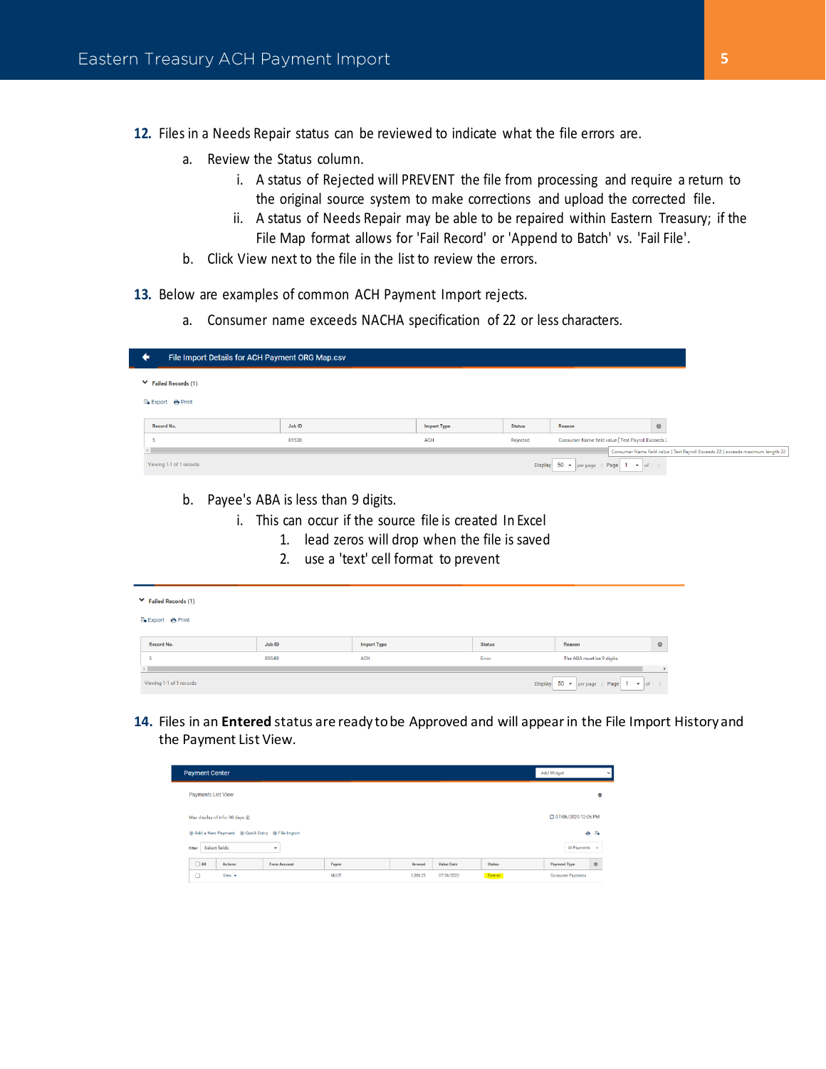12. Files in a Needs Repair status can be reviewed to indicate what the file errors are.
    a. Review the Status column.
        i. A status of Rejected will PREVENT the file from processing and require a return to the original source system to make corrections and upload the corrected file.
        ii. A status of Needs Repair may be able to be repaired within Eastern Treasury; if the File Map format allows for 'Fail Record' or 'Append to Batch' vs. 'Fail File'.
    b. Click View next to the file in the list to review the errors.

13. Below are examples of common ACH Payment Import rejects.
    a. Consumer name exceeds NACHA specification of 22 or less characters.

File Import Details for ACH Payment ORG Map.csv

Failed Records (1)

Export Print

| Record No. | Job ID | Import Type | Status | Reason |
|---|---|---|---|---|
| 5 | 89538 | ACH | Rejected | Consumer Name field value [ Test Payroll Exceeds 22 ] exceeds maximum length 22 |

Viewing 1-1 of 1 records

    b. Payee's ABA is less than 9 digits.
        i. This can occur if the source file is created In Excel
            1. lead zeros will drop when the file is saved
            2. use a 'text' cell format to prevent

Failed Records (1)

Export Print

| Record No. | Job ID | Import Type | Status | Reason |
|---|---|---|---|---|
| 5 | 89540 | ACH | Error | The ABA must be 9 digits. |

Viewing 1-1 of 1 records

14. Files in an **Entered** status are ready to be Approved and will appear in the File Import History and the Payment List View.

Payment Center

Payments List View

Max display of info: 90 days

07/06/2020 12:05 PM

Add a New Payment Quick Entry File Import

| Actions | From Account | Payee | Amount | Value Date | Status | Payment Type |
|---|---|---|---|---|---|---|
| View | | MULTI | 1,380.25 | 07/06/2020 | Entered | Consumer Payments |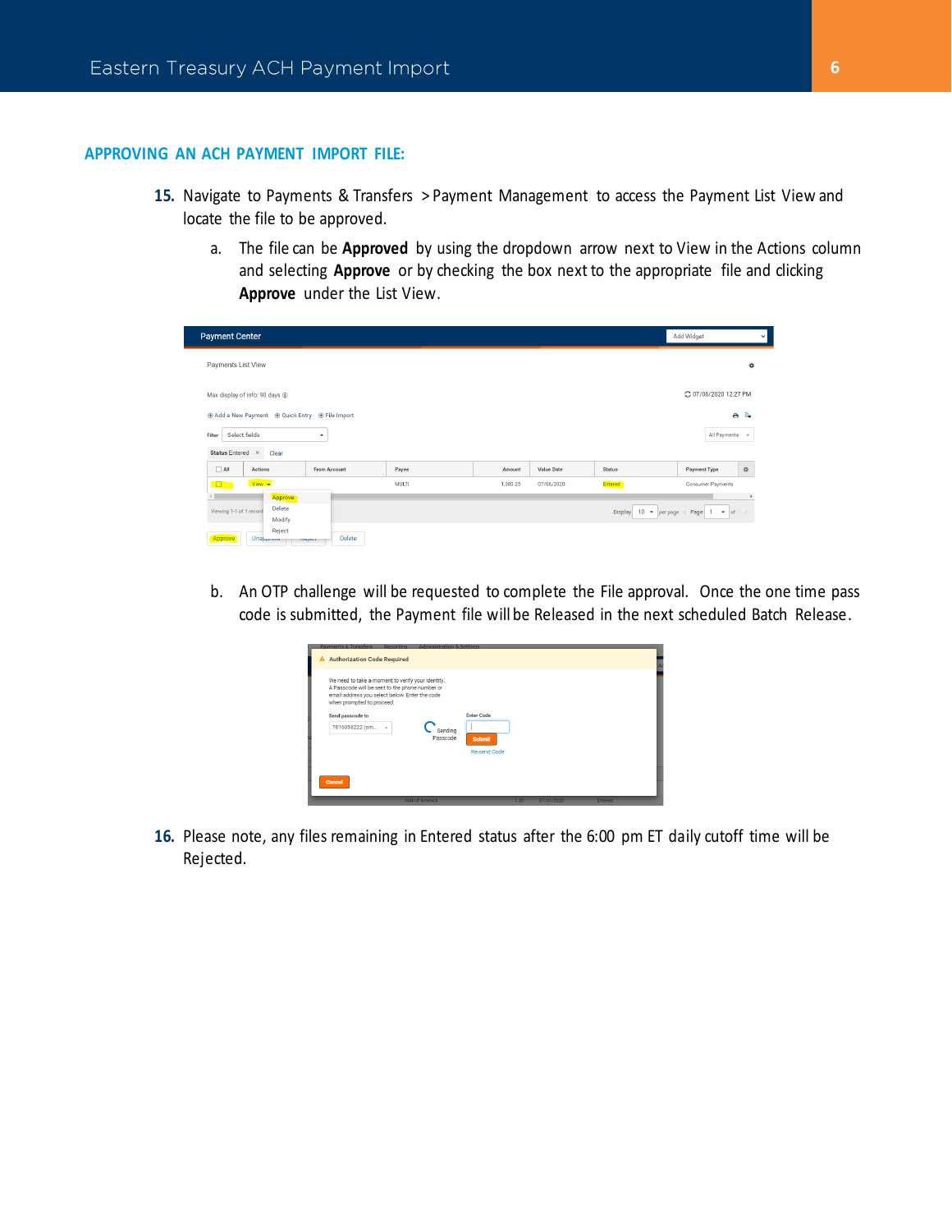## APPROVING AN ACH PAYMENT IMPORT FILE:

15. Navigate to Payments & Transfers > Payment Management to access the Payment List View and locate the file to be approved.

    a. The file can be **Approved** by using the dropdown arrow next to View in the Actions column and selecting **Approve** or by checking the box next to the appropriate file and clicking **Approve** under the List View.

    b. An OTP challenge will be requested to complete the File approval. Once the one time pass code is submitted, the Payment file will be Released in the next scheduled Batch Release.

16. Please note, any files remaining in Entered status after the 6:00 pm ET daily cutoff time will be Rejected.